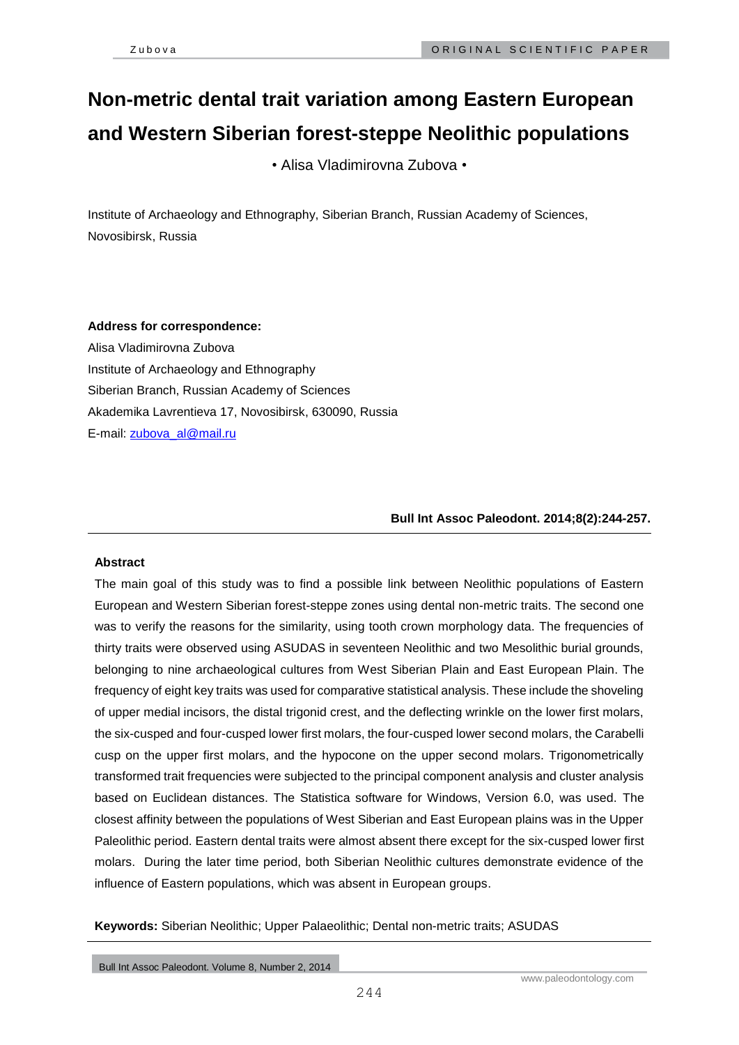# Non-metric dental trait variation among Eastern European and Western Siberian forest-steppe Neolithic populations

• Alisa Vladimirovna Zubova •

Institute of Archaeology and Ethnography, Siberian Branch, Russian Academy of Sciences, Novosibirsk, Russia

**Address for correspondence:**

Alisa Vladimirovna Zubova
Institute of Archaeology and Ethnography
Siberian Branch, Russian Academy of Sciences
Akademika Lavrentieva 17, Novosibirsk, 630090, Russia
E-mail: zubova_al@mail.ru

**Bull Int Assoc Paleodont. 2014;8(2):244-257.**

---

**Abstract**

The main goal of this study was to find a possible link between Neolithic populations of Eastern European and Western Siberian forest-steppe zones using dental non-metric traits. The second one was to verify the reasons for the similarity, using tooth crown morphology data. The frequencies of thirty traits were observed using ASUDAS in seventeen Neolithic and two Mesolithic burial grounds, belonging to nine archaeological cultures from West Siberian Plain and East European Plain. The frequency of eight key traits was used for comparative statistical analysis. These include the shoveling of upper medial incisors, the distal trigonid crest, and the deflecting wrinkle on the lower first molars, the six-cusped and four-cusped lower first molars, the four-cusped lower second molars, the Carabelli cusp on the upper first molars, and the hypocone on the upper second molars. Trigonometrically transformed trait frequencies were subjected to the principal component analysis and cluster analysis based on Euclidean distances. The Statistica software for Windows, Version 6.0, was used. The closest affinity between the populations of West Siberian and East European plains was in the Upper Paleolithic period. Eastern dental traits were almost absent there except for the six-cusped lower first molars. During the later time period, both Siberian Neolithic cultures demonstrate evidence of the influence of Eastern populations, which was absent in European groups.

**Keywords:** Siberian Neolithic; Upper Palaeolithic; Dental non-metric traits; ASUDAS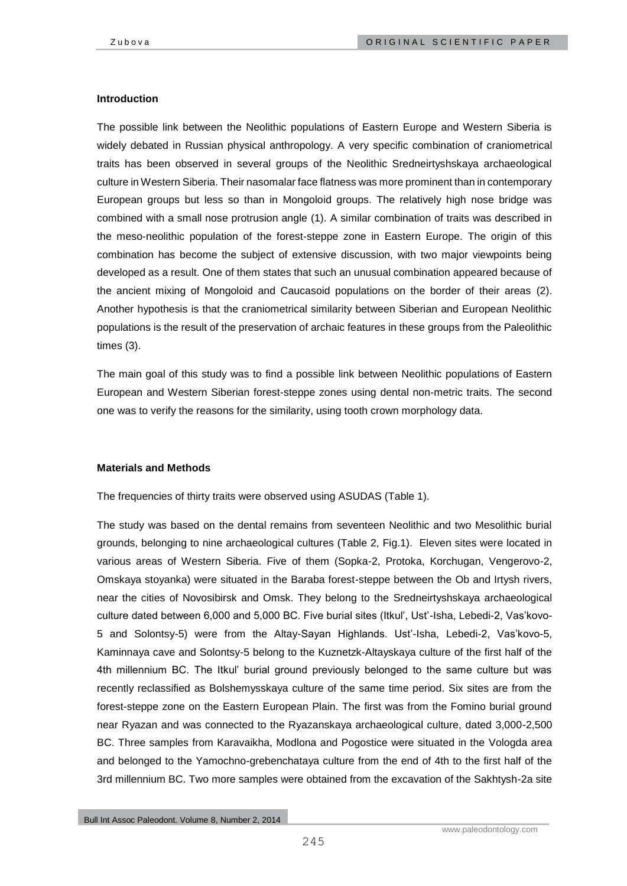#### Introduction

The possible link between the Neolithic populations of Eastern Europe and Western Siberia is widely debated in Russian physical anthropology. A very specific combination of craniometrical traits has been observed in several groups of the Neolithic Sredneirtyshskaya archaeological culture in Western Siberia. Their nasomalar face flatness was more prominent than in contemporary European groups but less so than in Mongoloid groups. The relatively high nose bridge was combined with a small nose protrusion angle (1). A similar combination of traits was described in the meso-neolithic population of the forest-steppe zone in Eastern Europe. The origin of this combination has become the subject of extensive discussion, with two major viewpoints being developed as a result. One of them states that such an unusual combination appeared because of the ancient mixing of Mongoloid and Caucasoid populations on the border of their areas (2). Another hypothesis is that the craniometrical similarity between Siberian and European Neolithic populations is the result of the preservation of archaic features in these groups from the Paleolithic times (3).

The main goal of this study was to find a possible link between Neolithic populations of Eastern European and Western Siberian forest-steppe zones using dental non-metric traits. The second one was to verify the reasons for the similarity, using tooth crown morphology data.

#### Materials and Methods

The frequencies of thirty traits were observed using ASUDAS (Table 1).

The study was based on the dental remains from seventeen Neolithic and two Mesolithic burial grounds, belonging to nine archaeological cultures (Table 2, Fig.1). Eleven sites were located in various areas of Western Siberia. Five of them (Sopka-2, Protoka, Korchugan, Vengerovo-2, Omskaya stoyanka) were situated in the Baraba forest-steppe between the Ob and Irtysh rivers, near the cities of Novosibirsk and Omsk. They belong to the Sredneirtyshskaya archaeological culture dated between 6,000 and 5,000 BC. Five burial sites (Itkul', Ust'-Isha, Lebedi-2, Vas'kovo-5 and Solontsy-5) were from the Altay-Sayan Highlands. Ust'-Isha, Lebedi-2, Vas'kovo-5, Kaminnaya cave and Solontsy-5 belong to the Kuznetzk-Altayskaya culture of the first half of the 4th millennium BC. The Itkul' burial ground previously belonged to the same culture but was recently reclassified as Bolshemysskaya culture of the same time period. Six sites are from the forest-steppe zone on the Eastern European Plain. The first was from the Fomino burial ground near Ryazan and was connected to the Ryazanskaya archaeological culture, dated 3,000-2,500 BC. Three samples from Karavaikha, Modlona and Pogostice were situated in the Vologda area and belonged to the Yamochno-grebenchataya culture from the end of 4th to the first half of the 3rd millennium BC. Two more samples were obtained from the excavation of the Sakhtysh-2a site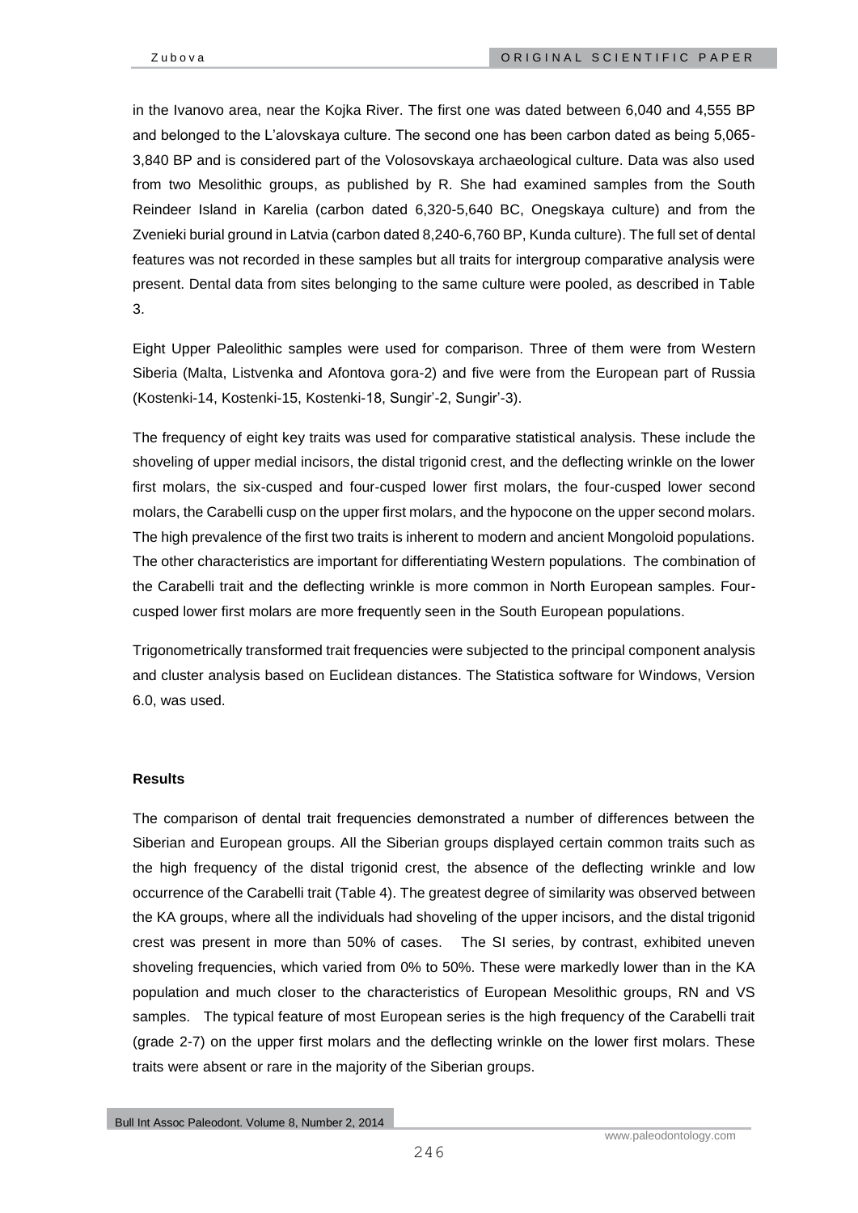in the Ivanovo area, near the Kojka River. The first one was dated between 6,040 and 4,555 BP and belonged to the L'alovskaya culture. The second one has been carbon dated as being 5,065-3,840 BP and is considered part of the Volosovskaya archaeological culture. Data was also used from two Mesolithic groups, as published by R. She had examined samples from the South Reindeer Island in Karelia (carbon dated 6,320-5,640 BC, Onegskaya culture) and from the Zvenieki burial ground in Latvia (carbon dated 8,240-6,760 BP, Kunda culture). The full set of dental features was not recorded in these samples but all traits for intergroup comparative analysis were present. Dental data from sites belonging to the same culture were pooled, as described in Table 3.

Eight Upper Paleolithic samples were used for comparison. Three of them were from Western Siberia (Malta, Listvenka and Afontova gora-2) and five were from the European part of Russia (Kostenki-14, Kostenki-15, Kostenki-18, Sungir'-2, Sungir'-3).

The frequency of eight key traits was used for comparative statistical analysis. These include the shoveling of upper medial incisors, the distal trigonid crest, and the deflecting wrinkle on the lower first molars, the six-cusped and four-cusped lower first molars, the four-cusped lower second molars, the Carabelli cusp on the upper first molars, and the hypocone on the upper second molars. The high prevalence of the first two traits is inherent to modern and ancient Mongoloid populations. The other characteristics are important for differentiating Western populations. The combination of the Carabelli trait and the deflecting wrinkle is more common in North European samples. Four-cusped lower first molars are more frequently seen in the South European populations.

Trigonometrically transformed trait frequencies were subjected to the principal component analysis and cluster analysis based on Euclidean distances. The Statistica software for Windows, Version 6.0, was used.

**Results**

The comparison of dental trait frequencies demonstrated a number of differences between the Siberian and European groups. All the Siberian groups displayed certain common traits such as the high frequency of the distal trigonid crest, the absence of the deflecting wrinkle and low occurrence of the Carabelli trait (Table 4). The greatest degree of similarity was observed between the KA groups, where all the individuals had shoveling of the upper incisors, and the distal trigonid crest was present in more than 50% of cases. The SI series, by contrast, exhibited uneven shoveling frequencies, which varied from 0% to 50%. These were markedly lower than in the KA population and much closer to the characteristics of European Mesolithic groups, RN and VS samples. The typical feature of most European series is the high frequency of the Carabelli trait (grade 2-7) on the upper first molars and the deflecting wrinkle on the lower first molars. These traits were absent or rare in the majority of the Siberian groups.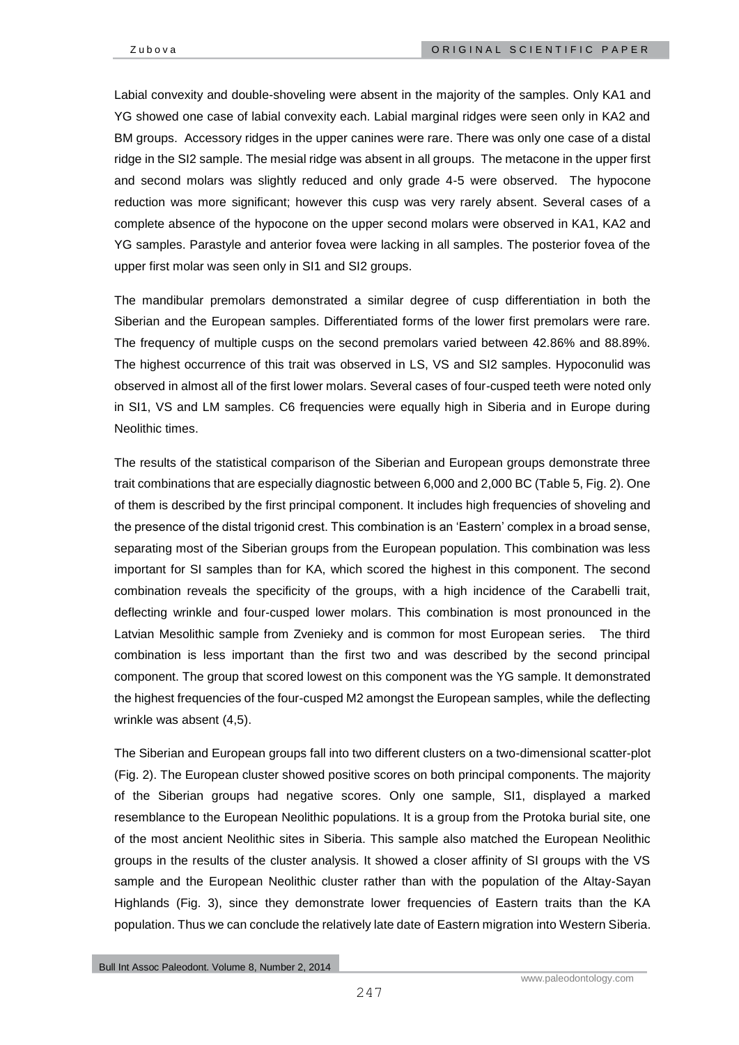Labial convexity and double-shoveling were absent in the majority of the samples. Only KA1 and YG showed one case of labial convexity each. Labial marginal ridges were seen only in KA2 and BM groups. Accessory ridges in the upper canines were rare. There was only one case of a distal ridge in the SI2 sample. The mesial ridge was absent in all groups. The metacone in the upper first and second molars was slightly reduced and only grade 4-5 were observed. The hypocone reduction was more significant; however this cusp was very rarely absent. Several cases of a complete absence of the hypocone on the upper second molars were observed in KA1, KA2 and YG samples. Parastyle and anterior fovea were lacking in all samples. The posterior fovea of the upper first molar was seen only in SI1 and SI2 groups.

The mandibular premolars demonstrated a similar degree of cusp differentiation in both the Siberian and the European samples. Differentiated forms of the lower first premolars were rare. The frequency of multiple cusps on the second premolars varied between 42.86% and 88.89%. The highest occurrence of this trait was observed in LS, VS and SI2 samples. Hypoconulid was observed in almost all of the first lower molars. Several cases of four-cusped teeth were noted only in SI1, VS and LM samples. C6 frequencies were equally high in Siberia and in Europe during Neolithic times.

The results of the statistical comparison of the Siberian and European groups demonstrate three trait combinations that are especially diagnostic between 6,000 and 2,000 BC (Table 5, Fig. 2). One of them is described by the first principal component. It includes high frequencies of shoveling and the presence of the distal trigonid crest. This combination is an 'Eastern' complex in a broad sense, separating most of the Siberian groups from the European population. This combination was less important for SI samples than for KA, which scored the highest in this component. The second combination reveals the specificity of the groups, with a high incidence of the Carabelli trait, deflecting wrinkle and four-cusped lower molars. This combination is most pronounced in the Latvian Mesolithic sample from Zvenieky and is common for most European series. The third combination is less important than the first two and was described by the second principal component. The group that scored lowest on this component was the YG sample. It demonstrated the highest frequencies of the four-cusped M2 amongst the European samples, while the deflecting wrinkle was absent (4,5).

The Siberian and European groups fall into two different clusters on a two-dimensional scatter-plot (Fig. 2). The European cluster showed positive scores on both principal components. The majority of the Siberian groups had negative scores. Only one sample, SI1, displayed a marked resemblance to the European Neolithic populations. It is a group from the Protoka burial site, one of the most ancient Neolithic sites in Siberia. This sample also matched the European Neolithic groups in the results of the cluster analysis. It showed a closer affinity of SI groups with the VS sample and the European Neolithic cluster rather than with the population of the Altay-Sayan Highlands (Fig. 3), since they demonstrate lower frequencies of Eastern traits than the KA population. Thus we can conclude the relatively late date of Eastern migration into Western Siberia.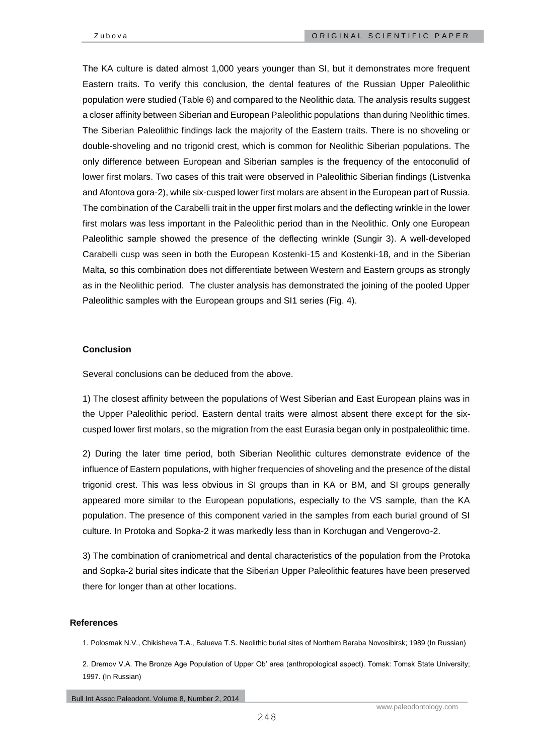The KA culture is dated almost 1,000 years younger than SI, but it demonstrates more frequent Eastern traits. To verify this conclusion, the dental features of the Russian Upper Paleolithic population were studied (Table 6) and compared to the Neolithic data. The analysis results suggest a closer affinity between Siberian and European Paleolithic populations than during Neolithic times. The Siberian Paleolithic findings lack the majority of the Eastern traits. There is no shoveling or double-shoveling and no trigonid crest, which is common for Neolithic Siberian populations. The only difference between European and Siberian samples is the frequency of the entoconulid of lower first molars. Two cases of this trait were observed in Paleolithic Siberian findings (Listvenka and Afontova gora-2), while six-cusped lower first molars are absent in the European part of Russia. The combination of the Carabelli trait in the upper first molars and the deflecting wrinkle in the lower first molars was less important in the Paleolithic period than in the Neolithic. Only one European Paleolithic sample showed the presence of the deflecting wrinkle (Sungir 3). A well-developed Carabelli cusp was seen in both the European Kostenki-15 and Kostenki-18, and in the Siberian Malta, so this combination does not differentiate between Western and Eastern groups as strongly as in the Neolithic period. The cluster analysis has demonstrated the joining of the pooled Upper Paleolithic samples with the European groups and SI1 series (Fig. 4).

## Conclusion

Several conclusions can be deduced from the above.

1) The closest affinity between the populations of West Siberian and East European plains was in the Upper Paleolithic period. Eastern dental traits were almost absent there except for the six-cusped lower first molars, so the migration from the east Eurasia began only in postpaleolithic time.

2) During the later time period, both Siberian Neolithic cultures demonstrate evidence of the influence of Eastern populations, with higher frequencies of shoveling and the presence of the distal trigonid crest. This was less obvious in SI groups than in KA or BM, and SI groups generally appeared more similar to the European populations, especially to the VS sample, than the KA population. The presence of this component varied in the samples from each burial ground of SI culture. In Protoka and Sopka-2 it was markedly less than in Korchugan and Vengerovo-2.

3) The combination of craniometrical and dental characteristics of the population from the Protoka and Sopka-2 burial sites indicate that the Siberian Upper Paleolithic features have been preserved there for longer than at other locations.

## References

1. Polosmak N.V., Chikisheva T.A., Balueva T.S. Neolithic burial sites of Northern Baraba Novosibirsk; 1989 (In Russian)

2. Dremov V.A. The Bronze Age Population of Upper Ob' area (anthropological aspect). Tomsk: Tomsk State University; 1997. (In Russian)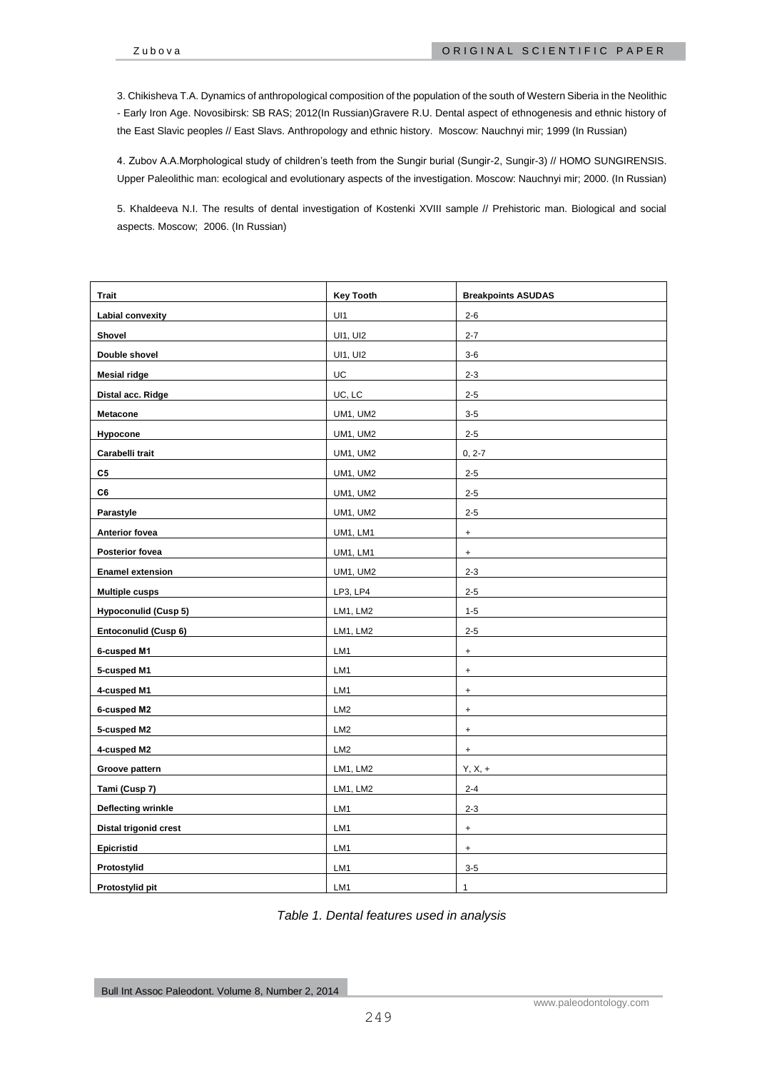3. Chikisheva T.A. Dynamics of anthropological composition of the population of the south of Western Siberia in the Neolithic - Early Iron Age. Novosibirsk: SB RAS; 2012(In Russian)Gravere R.U. Dental aspect of ethnogenesis and ethnic history of the East Slavic peoples // East Slavs. Anthropology and ethnic history. Moscow: Nauchnyi mir; 1999 (In Russian)

4. Zubov A.A.Morphological study of children's teeth from the Sungir burial (Sungir-2, Sungir-3) // HOMO SUNGIRENSIS. Upper Paleolithic man: ecological and evolutionary aspects of the investigation. Moscow: Nauchnyi mir; 2000. (In Russian)

5. Khaldeeva N.I. The results of dental investigation of Kostenki XVIII sample // Prehistoric man. Biological and social aspects. Moscow; 2006. (In Russian)

| Trait | Key Tooth | Breakpoints ASUDAS |
|---|---|---|
| **Labial convexity** | UI1 | 2-6 |
| **Shovel** | UI1, UI2 | 2-7 |
| **Double shovel** | UI1, UI2 | 3-6 |
| **Mesial ridge** | UC | 2-3 |
| **Distal acc. Ridge** | UC, LC | 2-5 |
| **Metacone** | UM1, UM2 | 3-5 |
| **Hypocone** | UM1, UM2 | 2-5 |
| **Carabelli trait** | UM1, UM2 | 0, 2-7 |
| **C5** | UM1, UM2 | 2-5 |
| **C6** | UM1, UM2 | 2-5 |
| **Parastyle** | UM1, UM2 | 2-5 |
| **Anterior fovea** | UM1, LM1 | + |
| **Posterior fovea** | UM1, LM1 | + |
| **Enamel extension** | UM1, UM2 | 2-3 |
| **Multiple cusps** | LP3, LP4 | 2-5 |
| **Hypoconulid (Cusp 5)** | LM1, LM2 | 1-5 |
| **Entoconulid (Cusp 6)** | LM1, LM2 | 2-5 |
| **6-cusped M1** | LM1 | + |
| **5-cusped M1** | LM1 | + |
| **4-cusped M1** | LM1 | + |
| **6-cusped M2** | LM2 | + |
| **5-cusped M2** | LM2 | + |
| **4-cusped M2** | LM2 | + |
| **Groove pattern** | LM1, LM2 | Y, X, + |
| **Tami (Cusp 7)** | LM1, LM2 | 2-4 |
| **Deflecting wrinkle** | LM1 | 2-3 |
| **Distal trigonid crest** | LM1 | + |
| **Epicristid** | LM1 | + |
| **Protostylid** | LM1 | 3-5 |
| **Protostylid pit** | LM1 | 1 |

*Table 1. Dental features used in analysis*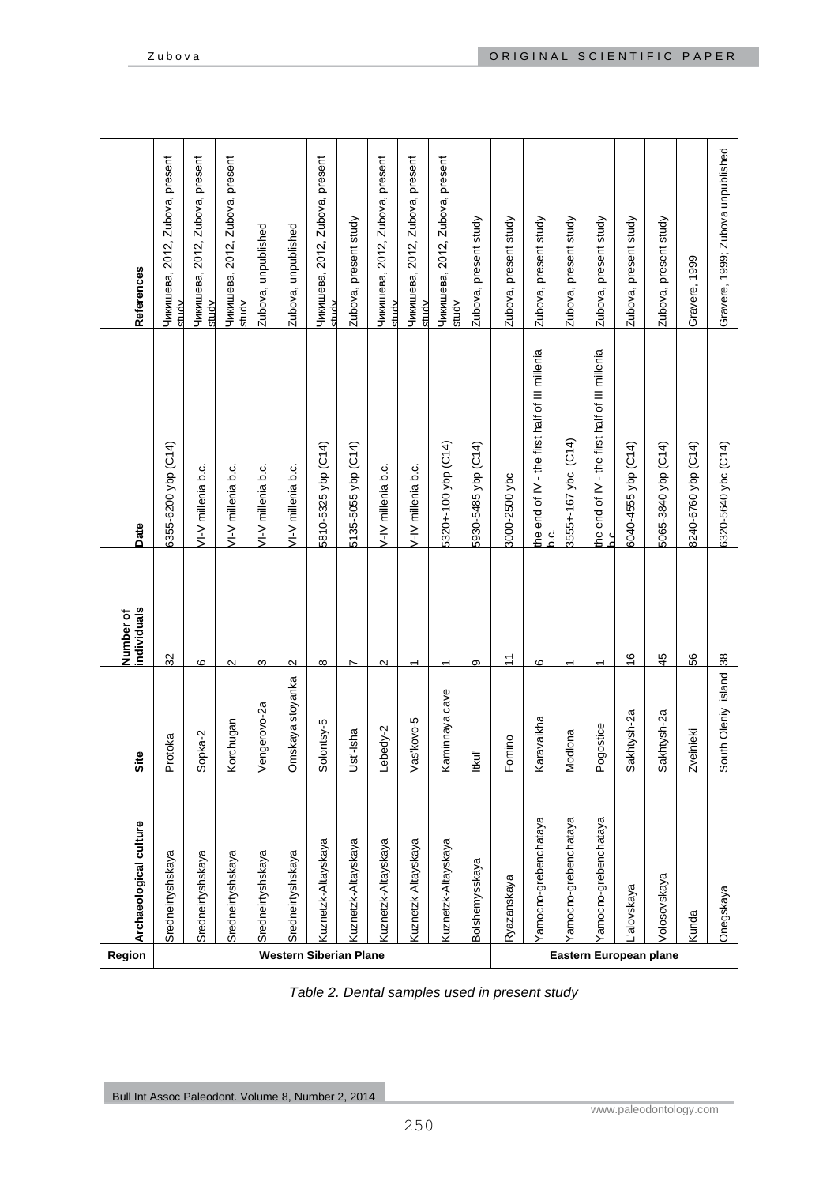| Region | Archaeological culture | Site | Number of individuals | Date | References |
|---|---|---|---|---|---|
| Western Siberian Plane | Sredneirtyshskaya | Protoka | 32 | 6355-6200 ybp (C14) | Чикишева, 2012, Zubova, present study |
| | Sredneirtyshskaya | Sopka-2 | 6 | VI-V millenia b.c. | Чикишева, 2012, Zubova, present study |
| | Sredneirtyshskaya | Korchugan | 2 | VI-V millenia b.c. | Чикишева, 2012, Zubova, present study |
| | Sredneirtyshskaya | Vengerovo-2a | 3 | VI-V millenia b.c. | Zubova, unpublished |
| | Sredneirtyshskaya | Omskaya stoyanka | 2 | VI-V millenia b.c. | Zubova, unpublished |
| | Kuznetzk-Altayskaya | Solontsy-5 | 8 | 5810-5325 ybp (C14) | Чикишева, 2012, Zubova, present study |
| | Kuznetzk-Altayskaya | Ust'-Isha | 7 | 5135-5055 ybp (C14) | Zubova, present study |
| | Kuznetzk-Altayskaya | Lebedy-2 | 2 | V-IV millenia b.c. | Чикишева, 2012, Zubova, present study |
| | Kuznetzk-Altayskaya | Vas'kovo-5 | 1 | V-IV millenia b.c. | Чикишева, 2012, Zubova, present study |
| | Kuznetzk-Altayskaya | Kaminnaya cave | 1 | 5320+-100 ybp (C14) | Чикишева, 2012, Zubova, present study |
| | Bolshemysskaya | Itkul' | 9 | 5930-5485 ybp (C14) | Zubova, present study |
| Eastern European plane | Ryazanskaya | Fomino | 11 | 3000-2500 ybc | Zubova, present study |
| | Yamocno-grebenchataya | Karavaikha | 6 | the end of IV - the first half of III millenia b.c. | Zubova, present study |
| | Yamocno-grebenchataya | Modlona | 1 | 3555+-167 ybc (C14) | Zubova, present study |
| | Yamocno-grebenchataya | Pogostice | 1 | the end of IV - the first half of III millenia b.c. | Zubova, present study |
| | L'alovskaya | Sakhtysh-2a | 16 | 6040-4555 ybp (C14) | Zubova, present study |
| | Volosovskaya | Sakhtysh-2a | 45 | 5065-3840 ybp (C14) | Zubova, present study |
| | Kunda | Zveinieki | 56 | 8240-6760 ybp (C14) | Gravere, 1999 |
| | Onegskaya | South Oleniy island | 38 | 6320-5640 ybc (C14) | Gravere, 1999; Zubova unpublished |

*Table 2. Dental samples used in present study*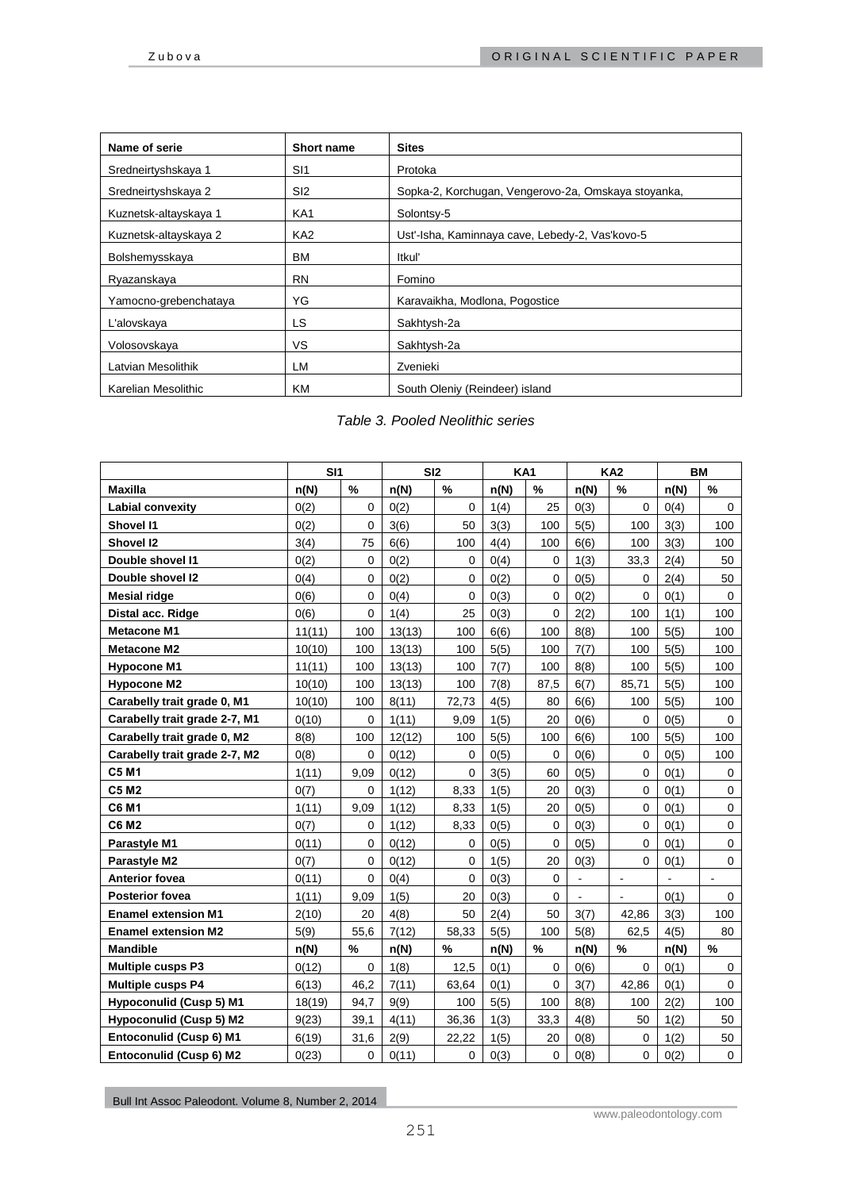| Name of serie | Short name | Sites |
|---|---|---|
| Sredneirtyshskaya 1 | SI1 | Protoka |
| Sredneirtyshskaya 2 | SI2 | Sopka-2, Korchugan, Vengerovo-2a, Omskaya stoyanka, |
| Kuznetsk-altayskaya 1 | KA1 | Solontsy-5 |
| Kuznetsk-altayskaya 2 | KA2 | Ust'-Isha, Kaminnaya cave, Lebedy-2, Vas'kovo-5 |
| Bolshemysskaya | BM | Itkul' |
| Ryazanskaya | RN | Fomino |
| Yamocno-grebenchataya | YG | Karavaikha, Modlona, Pogostice |
| L'alovskaya | LS | Sakhtysh-2a |
| Volosovskaya | VS | Sakhtysh-2a |
| Latvian Mesolithik | LM | Zvenieki |
| Karelian Mesolithic | KM | South Oleniy (Reindeer) island |

*Table 3. Pooled Neolithic series*

| | SI1 | | SI2 | | KA1 | | KA2 | | BM | |
|---|---|---|---|---|---|---|---|---|---|---|
| **Maxilla** | **n(N)** | **%** | **n(N)** | **%** | **n(N)** | **%** | **n(N)** | **%** | **n(N)** | **%** |
| **Labial convexity** | 0(2) | 0 | 0(2) | 0 | 1(4) | 25 | 0(3) | 0 | 0(4) | 0 |
| **Shovel I1** | 0(2) | 0 | 3(6) | 50 | 3(3) | 100 | 5(5) | 100 | 3(3) | 100 |
| **Shovel I2** | 3(4) | 75 | 6(6) | 100 | 4(4) | 100 | 6(6) | 100 | 3(3) | 100 |
| **Double shovel I1** | 0(2) | 0 | 0(2) | 0 | 0(4) | 0 | 1(3) | 33,3 | 2(4) | 50 |
| **Double shovel I2** | 0(4) | 0 | 0(2) | 0 | 0(2) | 0 | 0(5) | 0 | 2(4) | 50 |
| **Mesial ridge** | 0(6) | 0 | 0(4) | 0 | 0(3) | 0 | 0(2) | 0 | 0(1) | 0 |
| **Distal acc. Ridge** | 0(6) | 0 | 1(4) | 25 | 0(3) | 0 | 2(2) | 100 | 1(1) | 100 |
| **Metacone M1** | 11(11) | 100 | 13(13) | 100 | 6(6) | 100 | 8(8) | 100 | 5(5) | 100 |
| **Metacone M2** | 10(10) | 100 | 13(13) | 100 | 5(5) | 100 | 7(7) | 100 | 5(5) | 100 |
| **Hypocone M1** | 11(11) | 100 | 13(13) | 100 | 7(7) | 100 | 8(8) | 100 | 5(5) | 100 |
| **Hypocone M2** | 10(10) | 100 | 13(13) | 100 | 7(8) | 87,5 | 6(7) | 85,71 | 5(5) | 100 |
| **Carabelly trait grade 0, M1** | 10(10) | 100 | 8(11) | 72,73 | 4(5) | 80 | 6(6) | 100 | 5(5) | 100 |
| **Carabelly trait grade 2-7, M1** | 0(10) | 0 | 1(11) | 9,09 | 1(5) | 20 | 0(6) | 0 | 0(5) | 0 |
| **Carabelly trait grade 0, M2** | 8(8) | 100 | 12(12) | 100 | 5(5) | 100 | 6(6) | 100 | 5(5) | 100 |
| **Carabelly trait grade 2-7, M2** | 0(8) | 0 | 0(12) | 0 | 0(5) | 0 | 0(6) | 0 | 0(5) | 100 |
| **C5 M1** | 1(11) | 9,09 | 0(12) | 0 | 3(5) | 60 | 0(5) | 0 | 0(1) | 0 |
| **C5 M2** | 0(7) | 0 | 1(12) | 8,33 | 1(5) | 20 | 0(3) | 0 | 0(1) | 0 |
| **C6 M1** | 1(11) | 9,09 | 1(12) | 8,33 | 1(5) | 20 | 0(5) | 0 | 0(1) | 0 |
| **C6 M2** | 0(7) | 0 | 1(12) | 8,33 | 0(5) | 0 | 0(3) | 0 | 0(1) | 0 |
| **Parastyle M1** | 0(11) | 0 | 0(12) | 0 | 0(5) | 0 | 0(5) | 0 | 0(1) | 0 |
| **Parastyle M2** | 0(7) | 0 | 0(12) | 0 | 1(5) | 20 | 0(3) | 0 | 0(1) | 0 |
| **Anterior fovea** | 0(11) | 0 | 0(4) | 0 | 0(3) | 0 | - | - | - | - |
| **Posterior fovea** | 1(11) | 9,09 | 1(5) | 20 | 0(3) | 0 | - | - | 0(1) | 0 |
| **Enamel extension M1** | 2(10) | 20 | 4(8) | 50 | 2(4) | 50 | 3(7) | 42,86 | 3(3) | 100 |
| **Enamel extension M2** | 5(9) | 55,6 | 7(12) | 58,33 | 5(5) | 100 | 5(8) | 62,5 | 4(5) | 80 |
| **Mandible** | **n(N)** | **%** | **n(N)** | **%** | **n(N)** | **%** | **n(N)** | **%** | **n(N)** | **%** |
| **Multiple cusps P3** | 0(12) | 0 | 1(8) | 12,5 | 0(1) | 0 | 0(6) | 0 | 0(1) | 0 |
| **Multiple cusps P4** | 6(13) | 46,2 | 7(11) | 63,64 | 0(1) | 0 | 3(7) | 42,86 | 0(1) | 0 |
| **Hypoconulid (Cusp 5) M1** | 18(19) | 94,7 | 9(9) | 100 | 5(5) | 100 | 8(8) | 100 | 2(2) | 100 |
| **Hypoconulid (Cusp 5) M2** | 9(23) | 39,1 | 4(11) | 36,36 | 1(3) | 33,3 | 4(8) | 50 | 1(2) | 50 |
| **Entoconulid (Cusp 6) M1** | 6(19) | 31,6 | 2(9) | 22,22 | 1(5) | 20 | 0(8) | 0 | 1(2) | 50 |
| **Entoconulid (Cusp 6) M2** | 0(23) | 0 | 0(11) | 0 | 0(3) | 0 | 0(8) | 0 | 0(2) | 0 |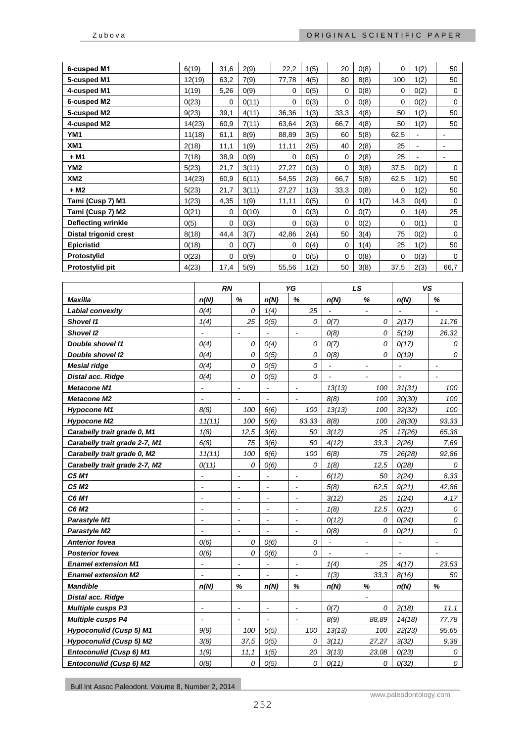| | | | | | | | | | | |
|---|---|---|---|---|---|---|---|---|---|---|
| **6-cusped M1** | 6(19) | 31,6 | 2(9) | 22,2 | 1(5) | 20 | 0(8) | 0 | 1(2) | 50 |
| **5-cusped M1** | 12(19) | 63,2 | 7(9) | 77,78 | 4(5) | 80 | 8(8) | 100 | 1(2) | 50 |
| **4-cusped M1** | 1(19) | 5,26 | 0(9) | 0 | 0(5) | 0 | 0(8) | 0 | 0(2) | 0 |
| **6-cusped M2** | 0(23) | 0 | 0(11) | 0 | 0(3) | 0 | 0(8) | 0 | 0(2) | 0 |
| **5-cusped M2** | 9(23) | 39,1 | 4(11) | 36,36 | 1(3) | 33,3 | 4(8) | 50 | 1(2) | 50 |
| **4-cusped M2** | 14(23) | 60,9 | 7(11) | 63,64 | 2(3) | 66,7 | 4(8) | 50 | 1(2) | 50 |
| **YM1** | 11(18) | 61,1 | 8(9) | 88,89 | 3(5) | 60 | 5(8) | 62,5 | - | - |
| **XM1** | 2(18) | 11,1 | 1(9) | 11,11 | 2(5) | 40 | 2(8) | 25 | - | - |
| **+ M1** | 7(18) | 38,9 | 0(9) | 0 | 0(5) | 0 | 2(8) | 25 | - | - |
| **YM2** | 5(23) | 21,7 | 3(11) | 27,27 | 0(3) | 0 | 3(8) | 37,5 | 0(2) | 0 |
| **XM2** | 14(23) | 60,9 | 6(11) | 54,55 | 2(3) | 66,7 | 5(8) | 62,5 | 1(2) | 50 |
| **+ M2** | 5(23) | 21,7 | 3(11) | 27,27 | 1(3) | 33,3 | 0(8) | 0 | 1(2) | 50 |
| **Tami (Cusp 7) M1** | 1(23) | 4,35 | 1(9) | 11,11 | 0(5) | 0 | 1(7) | 14,3 | 0(4) | 0 |
| **Tami (Cusp 7) M2** | 0(21) | 0 | 0(10) | 0 | 0(3) | 0 | 0(7) | 0 | 1(4) | 25 |
| **Deflecting wrinkle** | 0(5) | 0 | 0(3) | 0 | 0(3) | 0 | 0(2) | 0 | 0(1) | 0 |
| **Distal trigonid crest** | 8(18) | 44,4 | 3(7) | 42,86 | 2(4) | 50 | 3(4) | 75 | 0(2) | 0 |
| **Epicristid** | 0(18) | 0 | 0(7) | 0 | 0(4) | 0 | 1(4) | 25 | 1(2) | 50 |
| **Protostylid** | 0(23) | 0 | 0(9) | 0 | 0(5) | 0 | 0(8) | 0 | 0(3) | 0 |
| **Protostylid pit** | 4(23) | 17,4 | 5(9) | 55,56 | 1(2) | 50 | 3(8) | 37,5 | 2(3) | 66,7 |

| | *RN* | | *YG* | | *LS* | | *VS* | |
|---|---|---|---|---|---|---|---|---|
| ***Maxilla*** | *n(N)* | *%* | *n(N)* | *%* | *n(N)* | *%* | *n(N)* | *%* |
| ***Labial convexity*** | *0(4)* | *0* | *1(4)* | *25* | - | - | - | - |
| ***Shovel I1*** | *1(4)* | *25* | *0(5)* | *0* | *0(7)* | *0* | *2(17)* | *11,76* |
| ***Shovel I2*** | - | - | - | - | *0(8)* | *0* | *5(19)* | *26,32* |
| ***Double shovel I1*** | *0(4)* | *0* | *0(4)* | *0* | *0(7)* | *0* | *0(17)* | *0* |
| ***Double shovel I2*** | *0(4)* | *0* | *0(5)* | *0* | *0(8)* | *0* | *0(19)* | *0* |
| ***Mesial ridge*** | *0(4)* | *0* | *0(5)* | *0* | - | - | - | - |
| ***Distal acc. Ridge*** | *0(4)* | *0* | *0(5)* | *0* | - | - | - | - |
| ***Metacone M1*** | - | - | - | - | *13(13)* | *100* | *31(31)* | *100* |
| ***Metacone M2*** | - | - | - | - | *8(8)* | *100* | *30(30)* | *100* |
| ***Hypocone M1*** | *8(8)* | *100* | *6(6)* | *100* | *13(13)* | *100* | *32(32)* | *100* |
| ***Hypocone M2*** | *11(11)* | *100* | *5(6)* | *83,33* | *8(8)* | *100* | *28(30)* | *93,33* |
| ***Carabelly trait grade 0, M1*** | *1(8)* | *12,5* | *3(6)* | *50* | *3(12)* | *25* | *17(26)* | *65,38* |
| ***Carabelly trait grade 2-7, M1*** | *6(8)* | *75* | *3(6)* | *50* | *4(12)* | *33,3* | *2(26)* | *7,69* |
| ***Carabelly trait grade 0, M2*** | *11(11)* | *100* | *6(6)* | *100* | *6(8)* | *75* | *26(28)* | *92,86* |
| ***Carabelly trait grade 2-7, M2*** | *0(11)* | *0* | *0(6)* | *0* | *1(8)* | *12,5* | *0(28)* | *0* |
| ***C5 M1*** | - | - | - | - | *6(12)* | *50* | *2(24)* | *8,33* |
| ***C5 M2*** | - | - | - | - | *5(8)* | *62,5* | *9(21)* | *42,86* |
| ***C6 M1*** | - | - | - | - | *3(12)* | *25* | *1(24)* | *4,17* |
| ***C6 M2*** | - | - | - | - | *1(8)* | *12,5* | *0(21)* | *0* |
| ***Parastyle M1*** | - | - | - | - | *0(12)* | *0* | *0(24)* | *0* |
| ***Parastyle M2*** | - | - | - | - | *0(8)* | *0* | *0(21)* | *0* |
| ***Anterior fovea*** | *0(6)* | *0* | *0(6)* | *0* | - | - | - | - |
| ***Posterior fovea*** | *0(6)* | *0* | *0(6)* | *0* | - | - | - | - |
| ***Enamel extension M1*** | - | - | - | - | *1(4)* | *25* | *4(17)* | *23,53* |
| ***Enamel extension M2*** | - | - | - | - | *1(3)* | *33,3* | *8(16)* | *50* |
| ***Mandible*** | *n(N)* | *%* | *n(N)* | *%* | *n(N)* | *%* | *n(N)* | *%* |
| ***Distal acc. Ridge*** | | | | | | - | | |
| ***Multiple cusps P3*** | - | - | - | - | *0(7)* | *0* | *2(18)* | *11,1* |
| ***Multiple cusps P4*** | - | - | - | - | *8(9)* | *88,89* | *14(18)* | *77,78* |
| ***Hypoconulid (Cusp 5) M1*** | *9(9)* | *100* | *5(5)* | *100* | *13(13)* | *100* | *22(23)* | *95,65* |
| ***Hypoconulid (Cusp 5) M2*** | *3(8)* | *37,5* | *0(5)* | *0* | *3(11)* | *27,27* | *3(32)* | *9,38* |
| ***Entoconulid (Cusp 6) M1*** | *1(9)* | *11,1* | *1(5)* | *20* | *3(13)* | *23,08* | *0(23)* | *0* |
| ***Entoconulid (Cusp 6) M2*** | *0(8)* | *0* | *0(5)* | *0* | *0(11)* | *0* | *0(32)* | *0* |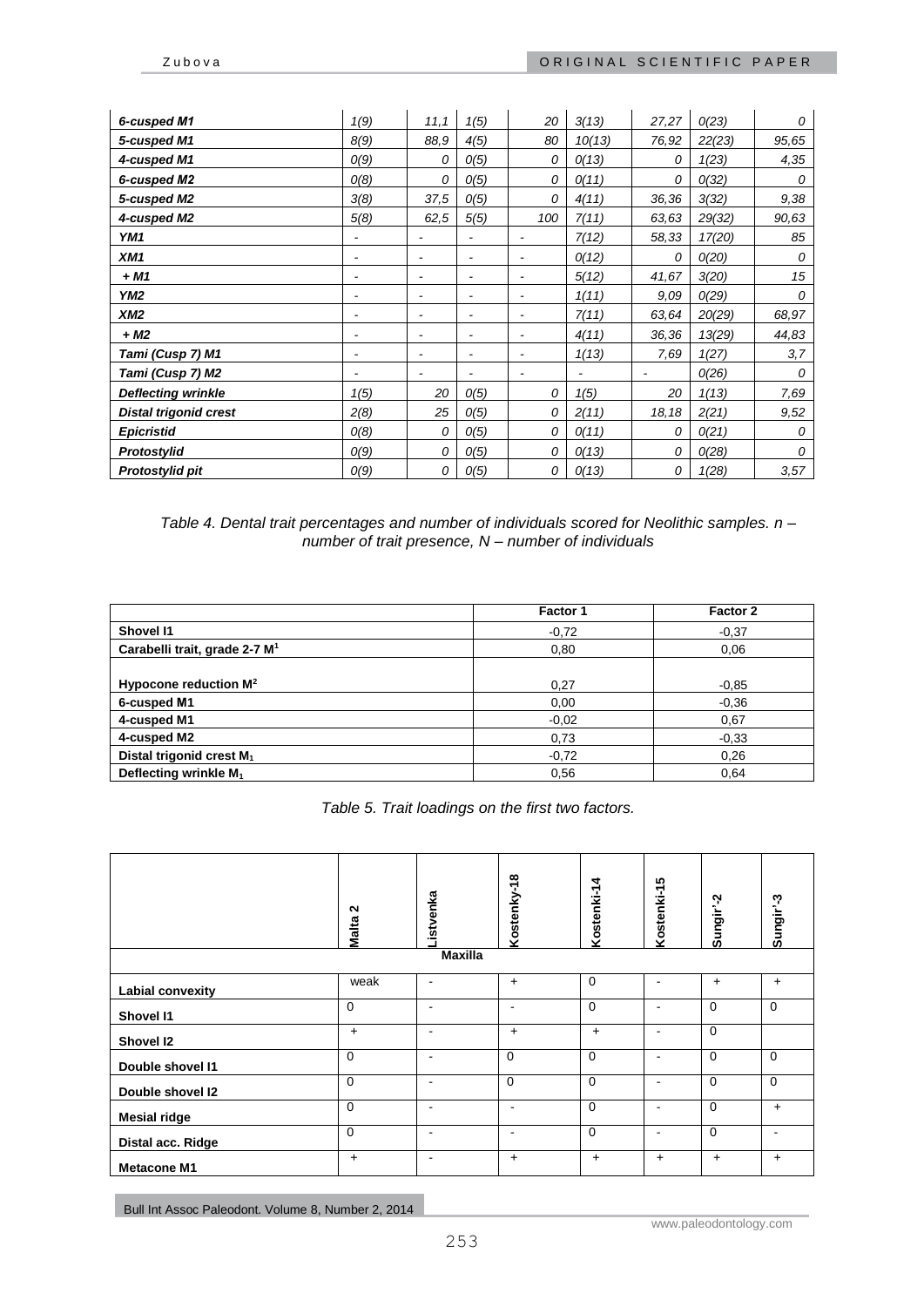| | | | | | | | | |
|---|---|---|---|---|---|---|---|---|
| *6-cusped M1* | *1(9)* | *11,1* | *1(5)* | *20* | *3(13)* | *27,27* | *0(23)* | *0* |
| *5-cusped M1* | *8(9)* | *88,9* | *4(5)* | *80* | *10(13)* | *76,92* | *22(23)* | *95,65* |
| *4-cusped M1* | *0(9)* | *0* | *0(5)* | *0* | *0(13)* | *0* | *1(23)* | *4,35* |
| *6-cusped M2* | *0(8)* | *0* | *0(5)* | *0* | *0(11)* | *0* | *0(32)* | *0* |
| *5-cusped M2* | *3(8)* | *37,5* | *0(5)* | *0* | *4(11)* | *36,36* | *3(32)* | *9,38* |
| *4-cusped M2* | *5(8)* | *62,5* | *5(5)* | *100* | *7(11)* | *63,63* | *29(32)* | *90,63* |
| *YM1* | - | - | - | - | *7(12)* | *58,33* | *17(20)* | *85* |
| *XM1* | - | - | - | - | *0(12)* | *0* | *0(20)* | *0* |
| *+ M1* | - | - | - | - | *5(12)* | *41,67* | *3(20)* | *15* |
| *YM2* | - | - | - | - | *1(11)* | *9,09* | *0(29)* | *0* |
| *XM2* | - | - | - | - | *7(11)* | *63,64* | *20(29)* | *68,97* |
| *+ M2* | - | - | - | - | *4(11)* | *36,36* | *13(29)* | *44,83* |
| *Tami (Cusp 7) M1* | - | - | - | - | *1(13)* | *7,69* | *1(27)* | *3,7* |
| *Tami (Cusp 7) M2* | - | - | - | - | - | - | *0(26)* | *0* |
| *Deflecting wrinkle* | *1(5)* | *20* | *0(5)* | *0* | *1(5)* | *20* | *1(13)* | *7,69* |
| *Distal trigonid crest* | *2(8)* | *25* | *0(5)* | *0* | *2(11)* | *18,18* | *2(21)* | *9,52* |
| *Epicristid* | *0(8)* | *0* | *0(5)* | *0* | *0(11)* | *0* | *0(21)* | *0* |
| *Protostylid* | *0(9)* | *0* | *0(5)* | *0* | *0(13)* | *0* | *0(28)* | *0* |
| *Protostylid pit* | *0(9)* | *0* | *0(5)* | *0* | *0(13)* | *0* | *1(28)* | *3,57* |

*Table 4. Dental trait percentages and number of individuals scored for Neolithic samples. n – number of trait presence, N – number of individuals*

| | Factor 1 | Factor 2 |
|---|---|---|
| **Shovel I1** | -0,72 | -0,37 |
| **Carabelli trait, grade 2-7 $M^1$** | 0,80 | 0,06 |
| **Hypocone reduction $M^2$** | 0,27 | -0,85 |
| **6-cusped M1** | 0,00 | -0,36 |
| **4-cusped M1** | -0,02 | 0,67 |
| **4-cusped M2** | 0,73 | -0,33 |
| **Distal trigonid crest $M_1$** | -0,72 | 0,26 |
| **Deflecting wrinkle $M_1$** | 0,56 | 0,64 |

*Table 5. Trait loadings on the first two factors.*

| | Malta 2 | Listvenka | Kostenky-18 | Kostenki-14 | Kostenki-15 | Sungir'-2 | Sungir'-3 |
|---|---|---|---|---|---|---|---|
| **Maxilla** | | | | | | | |
| **Labial convexity** | weak | - | + | 0 | - | + | + |
| **Shovel I1** | 0 | - | - | 0 | - | 0 | 0 |
| **Shovel I2** | + | - | + | + | - | 0 | |
| **Double shovel I1** | 0 | - | 0 | 0 | - | 0 | 0 |
| **Double shovel I2** | 0 | - | 0 | 0 | - | 0 | 0 |
| **Mesial ridge** | 0 | - | - | 0 | - | 0 | + |
| **Distal acc. Ridge** | 0 | - | - | 0 | - | 0 | - |
| **Metacone M1** | + | - | + | + | + | + | + |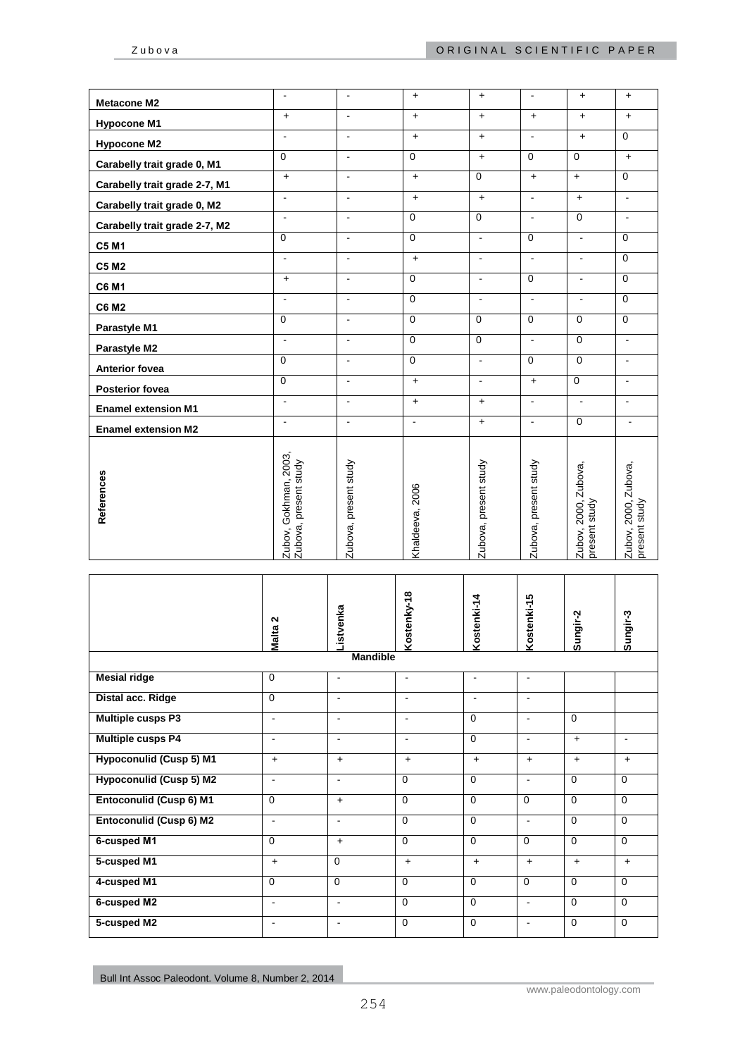| | | | | | | | |
|---|---|---|---|---|---|---|---|
| **Metacone M2** | - | - | + | + | - | + | + |
| **Hypocone M1** | + | - | + | + | + | + | + |
| **Hypocone M2** | - | - | + | + | - | + | 0 |
| **Carabelly trait grade 0, M1** | 0 | - | 0 | + | 0 | 0 | + |
| **Carabelly trait grade 2-7, M1** | + | - | + | 0 | + | + | 0 |
| **Carabelly trait grade 0, M2** | - | - | + | + | - | + | - |
| **Carabelly trait grade 2-7, M2** | - | - | 0 | 0 | - | 0 | - |
| **C5 M1** | 0 | - | 0 | - | 0 | - | 0 |
| **C5 M2** | - | - | + | - | - | - | 0 |
| **C6 M1** | + | - | 0 | - | 0 | - | 0 |
| **C6 M2** | - | - | 0 | - | - | - | 0 |
| **Parastyle M1** | 0 | - | 0 | 0 | 0 | 0 | 0 |
| **Parastyle M2** | - | - | 0 | 0 | - | 0 | - |
| **Anterior fovea** | 0 | - | 0 | - | 0 | 0 | - |
| **Posterior fovea** | 0 | - | + | - | + | 0 | - |
| **Enamel extension M1** | - | - | + | + | - | - | - |
| **Enamel extension M2** | - | - | - | + | - | 0 | - |
| **References** | Zubov, Gokhman, 2003, Zubova, present study | Zubova, present study | Khaldeeva, 2006 | Zubova, present study | Zubova, present study | Zubov, 2000, Zubova, present study | Zubov, 2000, Zubova, present study |

| | **Malta 2** | **Listvenka** | **Kostenky-18** | **Kostenki-14** | **Kostenki-15** | **Sungir-2** | **Sungir-3** |
|---|---|---|---|---|---|---|---|
| | | **Mandible** | | | | | |
| **Mesial ridge** | 0 | - | - | - | - | | |
| **Distal acc. Ridge** | 0 | - | - | - | - | | |
| **Multiple cusps P3** | - | - | - | 0 | - | 0 | |
| **Multiple cusps P4** | - | - | - | 0 | - | + | - |
| **Hypoconulid (Cusp 5) M1** | + | + | + | + | + | + | + |
| **Hypoconulid (Cusp 5) M2** | - | - | 0 | 0 | - | 0 | 0 |
| **Entoconulid (Cusp 6) M1** | 0 | + | 0 | 0 | 0 | 0 | 0 |
| **Entoconulid (Cusp 6) M2** | - | - | 0 | 0 | - | 0 | 0 |
| **6-cusped M1** | 0 | + | 0 | 0 | 0 | 0 | 0 |
| **5-cusped M1** | + | 0 | + | + | + | + | + |
| **4-cusped M1** | 0 | 0 | 0 | 0 | 0 | 0 | 0 |
| **6-cusped M2** | - | - | 0 | 0 | - | 0 | 0 |
| **5-cusped M2** | - | - | 0 | 0 | - | 0 | 0 |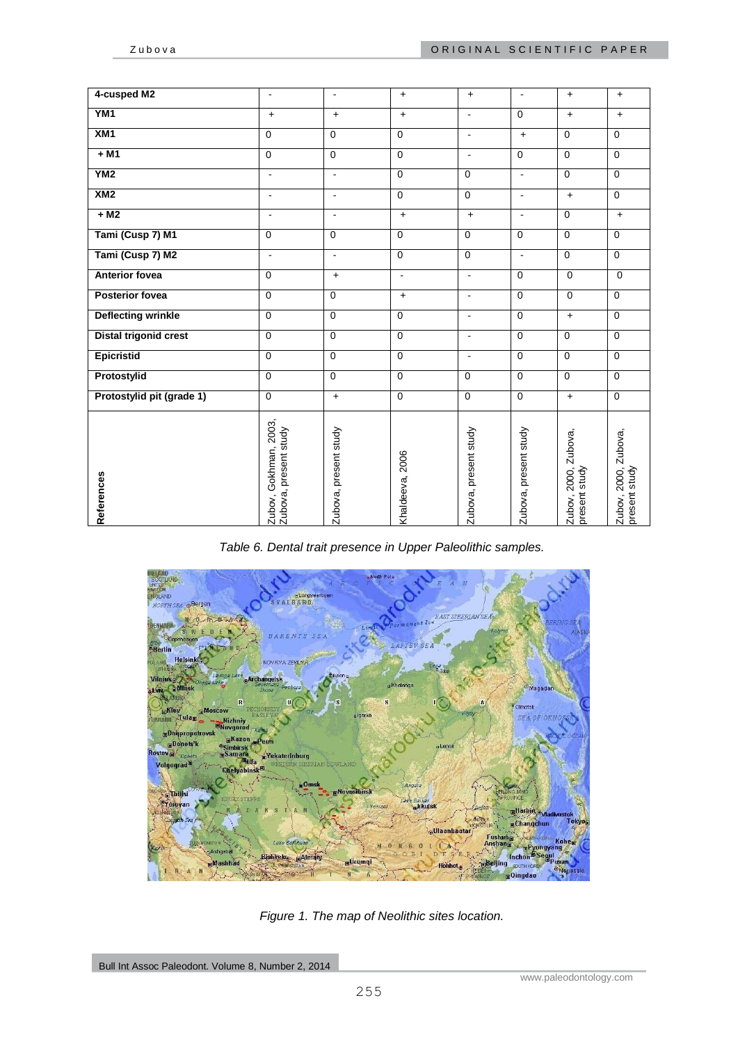| 4-cusped M2 | - | - | + | + | - | + | + |
|---|---|---|---|---|---|---|---|
| YM1 | + | + | + | - | 0 | + | + |
| XM1 | 0 | 0 | 0 | - | + | 0 | 0 |
| + M1 | 0 | 0 | 0 | - | 0 | 0 | 0 |
| YM2 | - | - | 0 | 0 | - | 0 | 0 |
| XM2 | - | - | 0 | 0 | - | + | 0 |
| + M2 | - | - | + | + | - | 0 | + |
| Tami (Cusp 7) M1 | 0 | 0 | 0 | 0 | 0 | 0 | 0 |
| Tami (Cusp 7) M2 | - | - | 0 | 0 | - | 0 | 0 |
| Anterior fovea | 0 | + | - | - | 0 | 0 | 0 |
| Posterior fovea | 0 | 0 | + | - | 0 | 0 | 0 |
| Deflecting wrinkle | 0 | 0 | 0 | - | 0 | + | 0 |
| Distal trigonid crest | 0 | 0 | 0 | - | 0 | 0 | 0 |
| Epicristid | 0 | 0 | 0 | - | 0 | 0 | 0 |
| Protostylid | 0 | 0 | 0 | 0 | 0 | 0 | 0 |
| Protostylid pit (grade 1) | 0 | + | 0 | 0 | 0 | + | 0 |
| References | Zubov, Gokhman, 2003, Zubova, present study | Zubova, present study | Khaldeeva, 2006 | Zubova, present study | Zubova, present study | Zubov, 2000, Zubova, present study | Zubov, 2000, Zubova, present study |

*Table 6. Dental trait presence in Upper Paleolithic samples.*

*Figure 1. The map of Neolithic sites location.*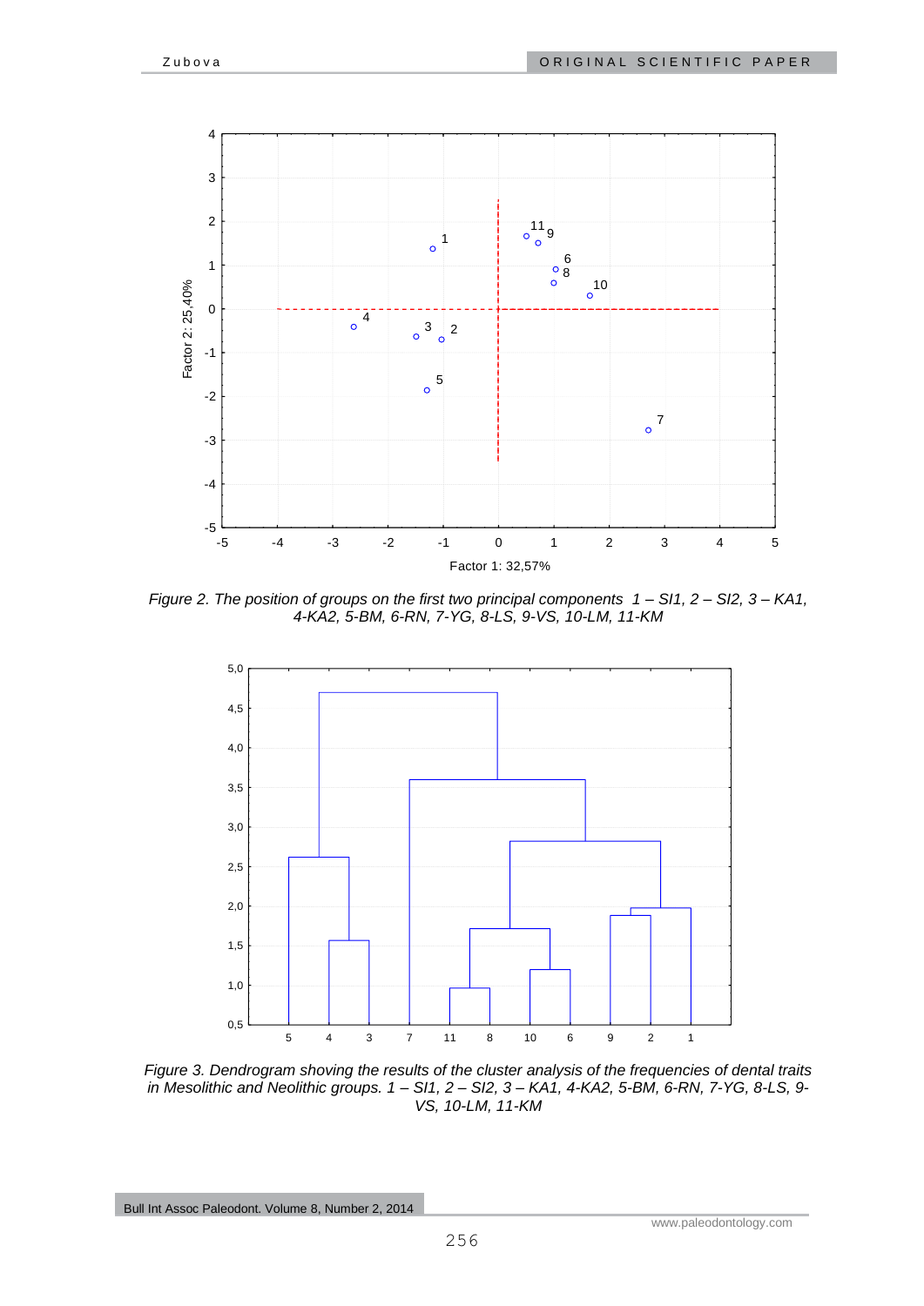*Figure 2. The position of groups on the first two principal components 1 – SI1, 2 – SI2, 3 – KA1, 4-KA2, 5-BM, 6-RN, 7-YG, 8-LS, 9-VS, 10-LM, 11-KM*

*Figure 3. Dendrogram shoving the results of the cluster analysis of the frequencies of dental traits in Mesolithic and Neolithic groups. 1 – SI1, 2 – SI2, 3 – KA1, 4-KA2, 5-BM, 6-RN, 7-YG, 8-LS, 9-VS, 10-LM, 11-KM*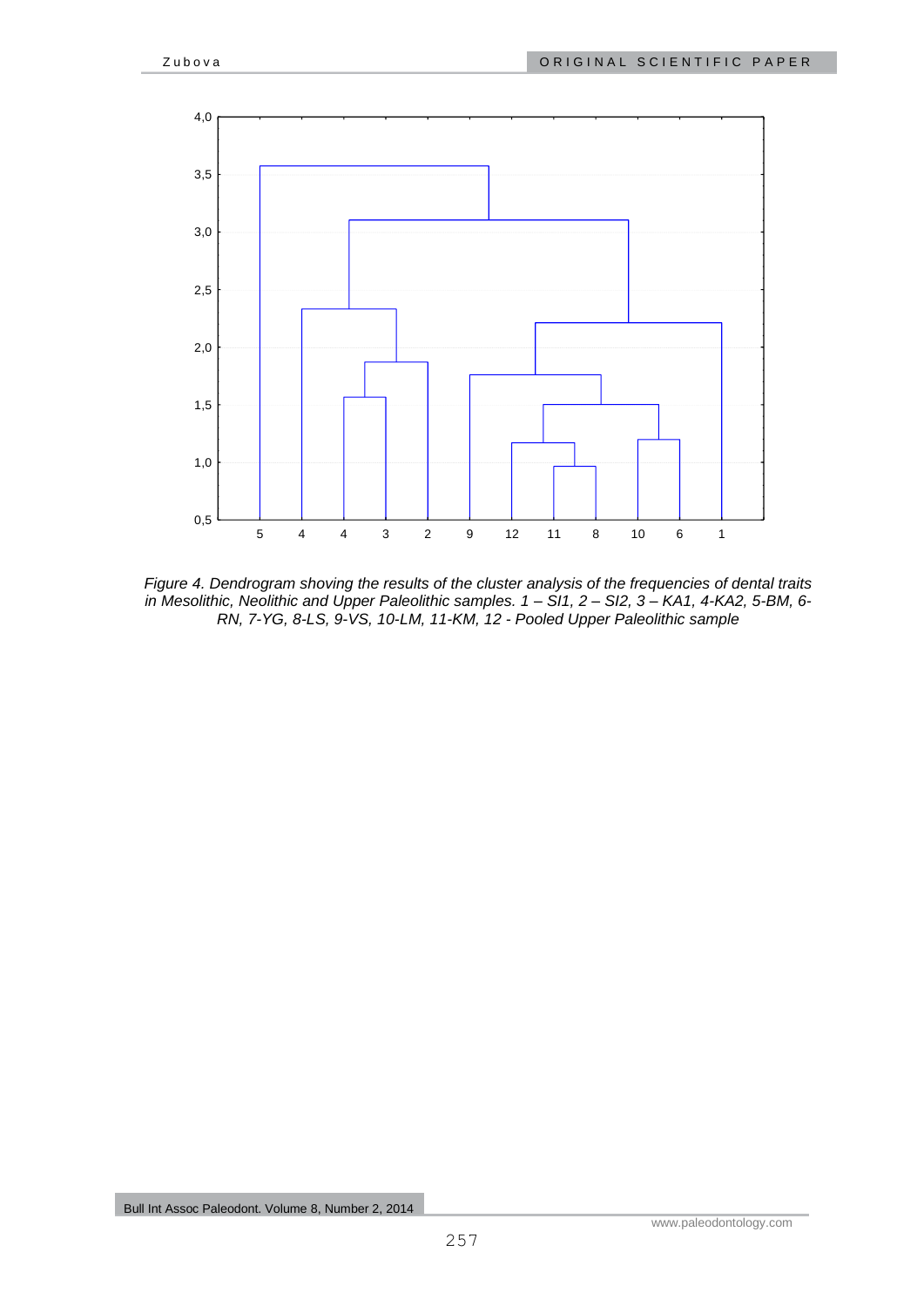4,0

3,5

3,0

2,5

2,0

1,5

1,0

0,5

5 4 4 3 2 9 12 11 8 10 6 1

*Figure 4. Dendrogram shoving the results of the cluster analysis of the frequencies of dental traits in Mesolithic, Neolithic and Upper Paleolithic samples. 1 – SI1, 2 – SI2, 3 – KA1, 4-KA2, 5-BM, 6-RN, 7-YG, 8-LS, 9-VS, 10-LM, 11-KM, 12 - Pooled Upper Paleolithic sample*